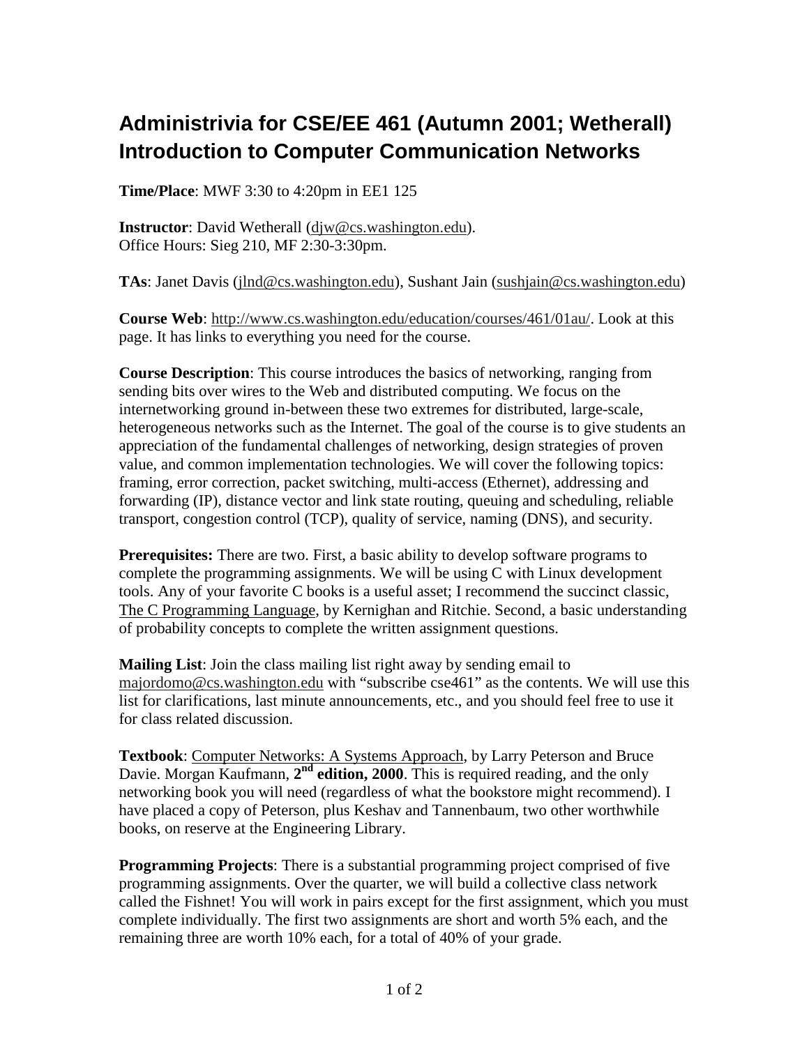# Administrivia for CSE/EE 461 (Autumn 2001; Wetherall) Introduction to Computer Communication Networks

**Time/Place**: MWF 3:30 to 4:20pm in EE1 125

**Instructor**: David Wetherall (djw@cs.washington.edu).
Office Hours: Sieg 210, MF 2:30-3:30pm.

**TAs**: Janet Davis (jlnd@cs.washington.edu), Sushant Jain (sushjain@cs.washington.edu)

**Course Web**: http://www.cs.washington.edu/education/courses/461/01au/. Look at this page. It has links to everything you need for the course.

**Course Description**: This course introduces the basics of networking, ranging from sending bits over wires to the Web and distributed computing. We focus on the internetworking ground in-between these two extremes for distributed, large-scale, heterogeneous networks such as the Internet. The goal of the course is to give students an appreciation of the fundamental challenges of networking, design strategies of proven value, and common implementation technologies. We will cover the following topics: framing, error correction, packet switching, multi-access (Ethernet), addressing and forwarding (IP), distance vector and link state routing, queuing and scheduling, reliable transport, congestion control (TCP), quality of service, naming (DNS), and security.

**Prerequisites:** There are two. First, a basic ability to develop software programs to complete the programming assignments. We will be using C with Linux development tools. Any of your favorite C books is a useful asset; I recommend the succinct classic, The C Programming Language, by Kernighan and Ritchie. Second, a basic understanding of probability concepts to complete the written assignment questions.

**Mailing List**: Join the class mailing list right away by sending email to majordomo@cs.washington.edu with "subscribe cse461" as the contents. We will use this list for clarifications, last minute announcements, etc., and you should feel free to use it for class related discussion.

**Textbook**: Computer Networks: A Systems Approach, by Larry Peterson and Bruce Davie. Morgan Kaufmann, **2nd edition, 2000**. This is required reading, and the only networking book you will need (regardless of what the bookstore might recommend). I have placed a copy of Peterson, plus Keshav and Tannenbaum, two other worthwhile books, on reserve at the Engineering Library.

**Programming Projects**: There is a substantial programming project comprised of five programming assignments. Over the quarter, we will build a collective class network called the Fishnet! You will work in pairs except for the first assignment, which you must complete individually. The first two assignments are short and worth 5% each, and the remaining three are worth 10% each, for a total of 40% of your grade.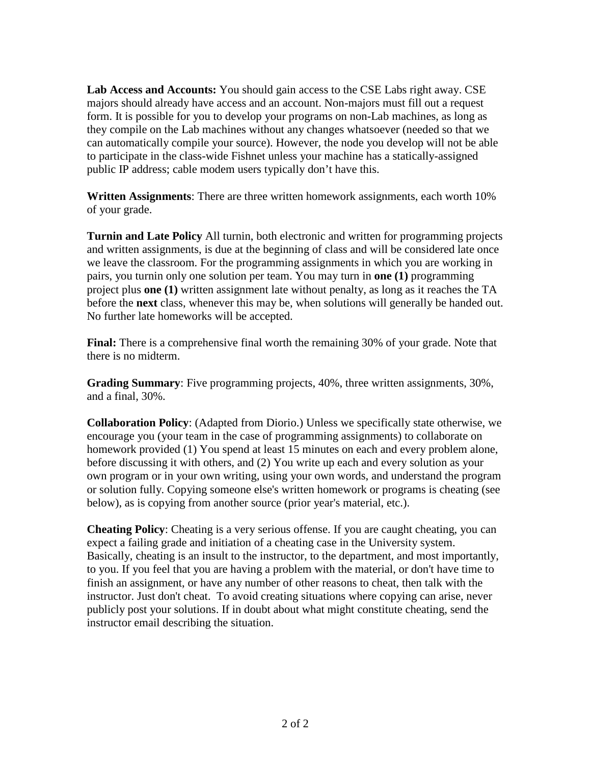**Lab Access and Accounts:** You should gain access to the CSE Labs right away. CSE majors should already have access and an account. Non-majors must fill out a request form. It is possible for you to develop your programs on non-Lab machines, as long as they compile on the Lab machines without any changes whatsoever (needed so that we can automatically compile your source). However, the node you develop will not be able to participate in the class-wide Fishnet unless your machine has a statically-assigned public IP address; cable modem users typically don't have this.

**Written Assignments**: There are three written homework assignments, each worth 10% of your grade.

**Turnin and Late Policy** All turnin, both electronic and written for programming projects and written assignments, is due at the beginning of class and will be considered late once we leave the classroom. For the programming assignments in which you are working in pairs, you turnin only one solution per team. You may turn in **one (1)** programming project plus **one (1)** written assignment late without penalty, as long as it reaches the TA before the **next** class, whenever this may be, when solutions will generally be handed out. No further late homeworks will be accepted.

**Final:** There is a comprehensive final worth the remaining 30% of your grade. Note that there is no midterm.

**Grading Summary**: Five programming projects, 40%, three written assignments, 30%, and a final, 30%.

**Collaboration Policy**: (Adapted from Diorio.) Unless we specifically state otherwise, we encourage you (your team in the case of programming assignments) to collaborate on homework provided (1) You spend at least 15 minutes on each and every problem alone, before discussing it with others, and (2) You write up each and every solution as your own program or in your own writing, using your own words, and understand the program or solution fully. Copying someone else's written homework or programs is cheating (see below), as is copying from another source (prior year's material, etc.).

**Cheating Policy**: Cheating is a very serious offense. If you are caught cheating, you can expect a failing grade and initiation of a cheating case in the University system. Basically, cheating is an insult to the instructor, to the department, and most importantly, to you. If you feel that you are having a problem with the material, or don't have time to finish an assignment, or have any number of other reasons to cheat, then talk with the instructor. Just don't cheat. To avoid creating situations where copying can arise, never publicly post your solutions. If in doubt about what might constitute cheating, send the instructor email describing the situation.